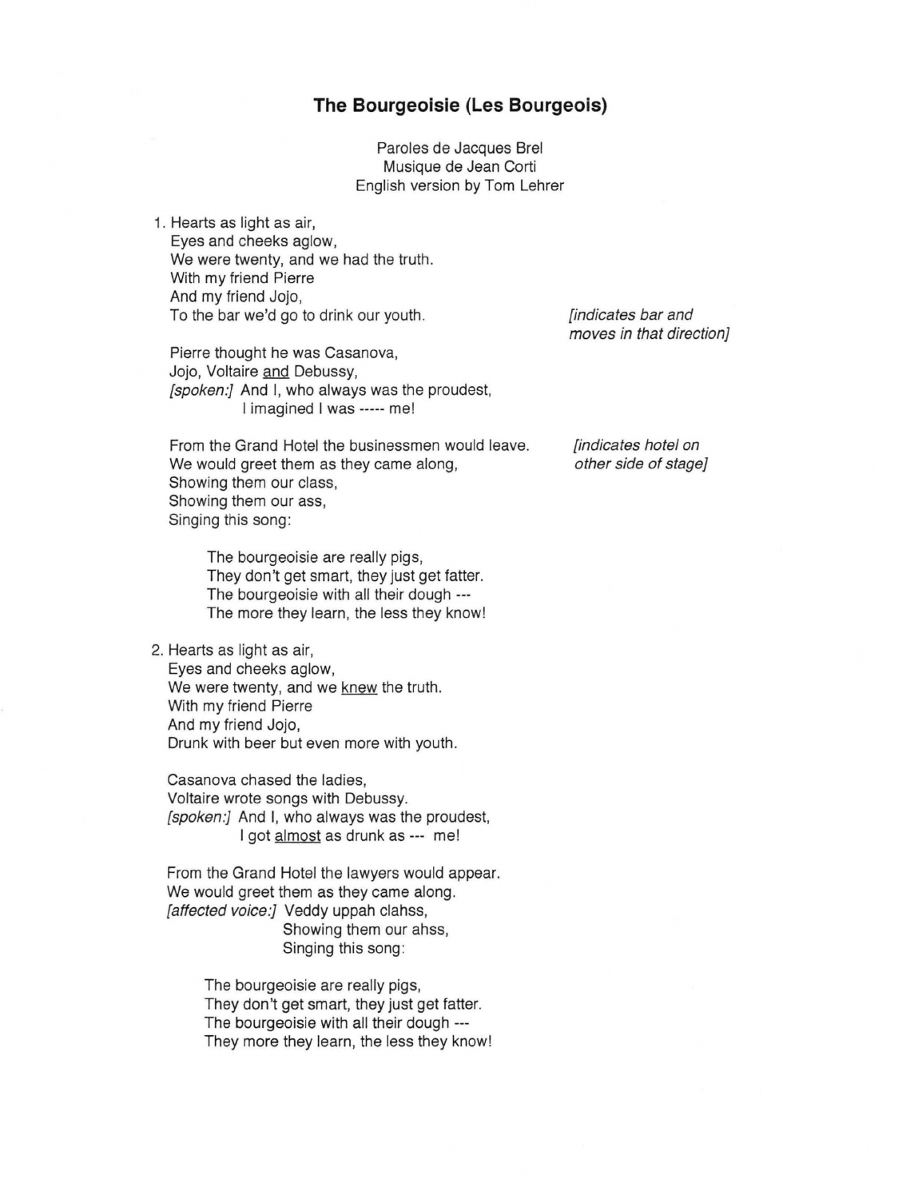# The Bourgeoisie (Les Bourgeois)

Paroles de Jacques Brel
Musique de Jean Corti
English version by Tom Lehrer

1. Hearts as light as air,
   Eyes and cheeks aglow,
   We were twenty, and we had the truth.
   With my friend Pierre
   And my friend Jojo,
   To the bar we'd go to drink our youth. *[indicates bar and moves in that direction]*

   Pierre thought he was Casanova,
   Jojo, Voltaire <u>and</u> Debussy,
   *[spoken:]* And I, who always was the proudest,
   I imagined I was ----- me!

   From the Grand Hotel the businessmen would leave. *[indicates hotel on other side of stage]*
   We would greet them as they came along,
   Showing them our class,
   Showing them our ass,
   Singing this song:

   > The bourgeoisie are really pigs,
   > They don't get smart, they just get fatter.
   > The bourgeoisie with all their dough ---
   > The more they learn, the less they know!

2. Hearts as light as air,
   Eyes and cheeks aglow,
   We were twenty, and we <u>knew</u> the truth.
   With my friend Pierre
   And my friend Jojo,
   Drunk with beer but even more with youth.

   Casanova chased the ladies,
   Voltaire wrote songs with Debussy.
   *[spoken:]* And I, who always was the proudest,
   I got <u>almost</u> as drunk as --- me!

   From the Grand Hotel the lawyers would appear.
   We would greet them as they came along.
   *[affected voice:]* Veddy uppah clahss,
   Showing them our ahss,
   Singing this song:

   > The bourgeoisie are really pigs,
   > They don't get smart, they just get fatter.
   > The bourgeoisie with all their dough ---
   > They more they learn, the less they know!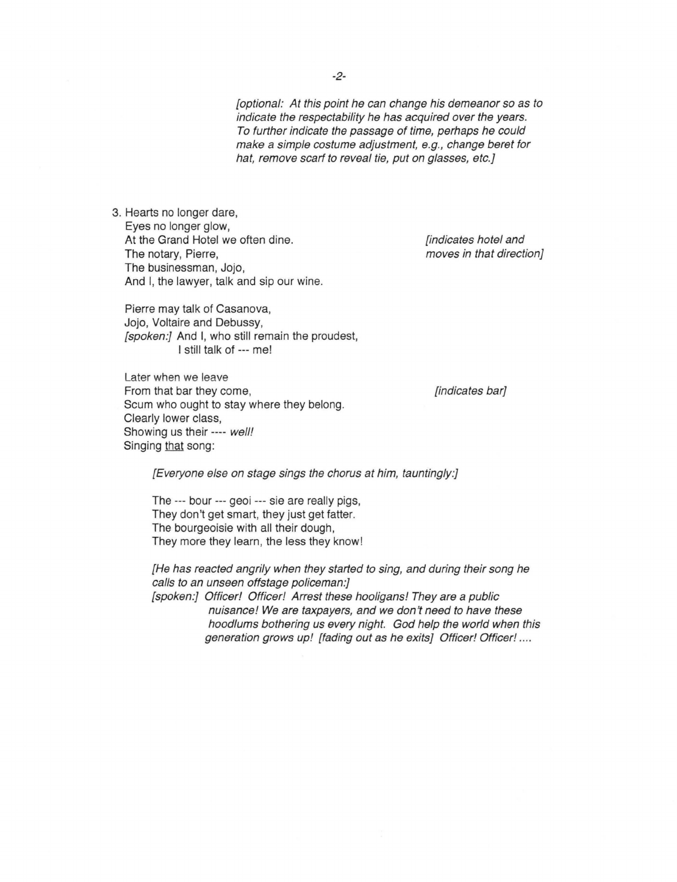*[optional: At this point he can change his demeanor so as to indicate the respectability he has acquired over the years. To further indicate the passage of time, perhaps he could make a simple costume adjustment, e.g., change beret for hat, remove scarf to reveal tie, put on glasses, etc.]*

3. Hearts no longer dare,
   Eyes no longer glow,
   At the Grand Hotel we often dine. *[indicates hotel and moves in that direction]*
   The notary, Pierre,
   The businessman, Jojo,
   And I, the lawyer, talk and sip our wine.

   Pierre may talk of Casanova,
   Jojo, Voltaire and Debussy,
   *[spoken:]* And I, who still remain the proudest,
   I still talk of --- me!

   Later when we leave
   From that bar they come, *[indicates bar]*
   Scum who ought to stay where they belong.
   Clearly lower class,
   Showing us their ---- *well!*
   Singing <u>that</u> song:

*[Everyone else on stage sings the chorus at him, tauntingly:]*

The --- bour --- geoi --- sie are really pigs,
They don't get smart, they just get fatter.
The bourgeoisie with all their dough,
They more they learn, the less they know!

*[He has reacted angrily when they started to sing, and during their song he calls to an unseen offstage policeman:]*
*[spoken:] Officer! Officer! Arrest these hooligans! They are a public nuisance! We are taxpayers, and we don't need to have these hoodlums bothering us every night. God help the world when this generation grows up! [fading out as he exits] Officer! Officer! ....*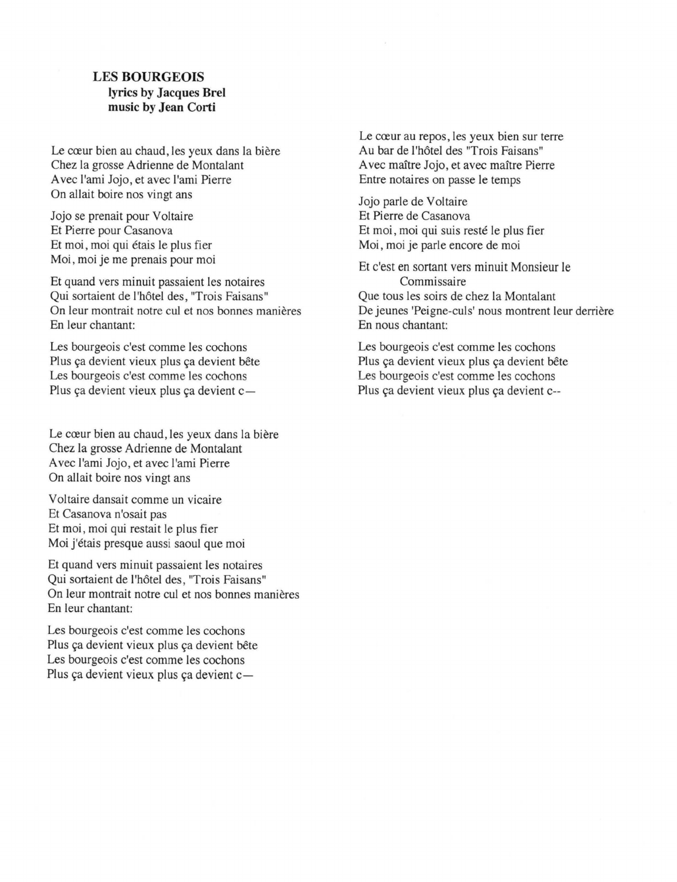**LES BOURGEOIS**
**lyrics by Jacques Brel**
**music by Jean Corti**

Le cœur bien au chaud, les yeux dans la bière
Chez la grosse Adrienne de Montalant
Avec l'ami Jojo, et avec l'ami Pierre
On allait boire nos vingt ans

Jojo se prenait pour Voltaire
Et Pierre pour Casanova
Et moi, moi qui étais le plus fier
Moi, moi je me prenais pour moi

Et quand vers minuit passaient les notaires
Qui sortaient de l'hôtel des, "Trois Faisans"
On leur montrait notre cul et nos bonnes manières
En leur chantant:

Les bourgeois c'est comme les cochons
Plus ça devient vieux plus ça devient bête
Les bourgeois c'est comme les cochons
Plus ça devient vieux plus ça devient c—

Le cœur bien au chaud, les yeux dans la bière
Chez la grosse Adrienne de Montalant
Avec l'ami Jojo, et avec l'ami Pierre
On allait boire nos vingt ans

Voltaire dansait comme un vicaire
Et Casanova n'osait pas
Et moi, moi qui restait le plus fier
Moi j'étais presque aussi saoul que moi

Et quand vers minuit passaient les notaires
Qui sortaient de l'hôtel des, "Trois Faisans"
On leur montrait notre cul et nos bonnes manières
En leur chantant:

Les bourgeois c'est comme les cochons
Plus ça devient vieux plus ça devient bête
Les bourgeois c'est comme les cochons
Plus ça devient vieux plus ça devient c—

Le cœur au repos, les yeux bien sur terre
Au bar de l'hôtel des "Trois Faisans"
Avec maître Jojo, et avec maître Pierre
Entre notaires on passe le temps

Jojo parle de Voltaire
Et Pierre de Casanova
Et moi, moi qui suis resté le plus fier
Moi, moi je parle encore de moi

Et c'est en sortant vers minuit Monsieur le Commissaire
Que tous les soirs de chez la Montalant
De jeunes 'Peigne-culs' nous montrent leur derrière
En nous chantant:

Les bourgeois c'est comme les cochons
Plus ça devient vieux plus ça devient bête
Les bourgeois c'est comme les cochons
Plus ça devient vieux plus ça devient c--